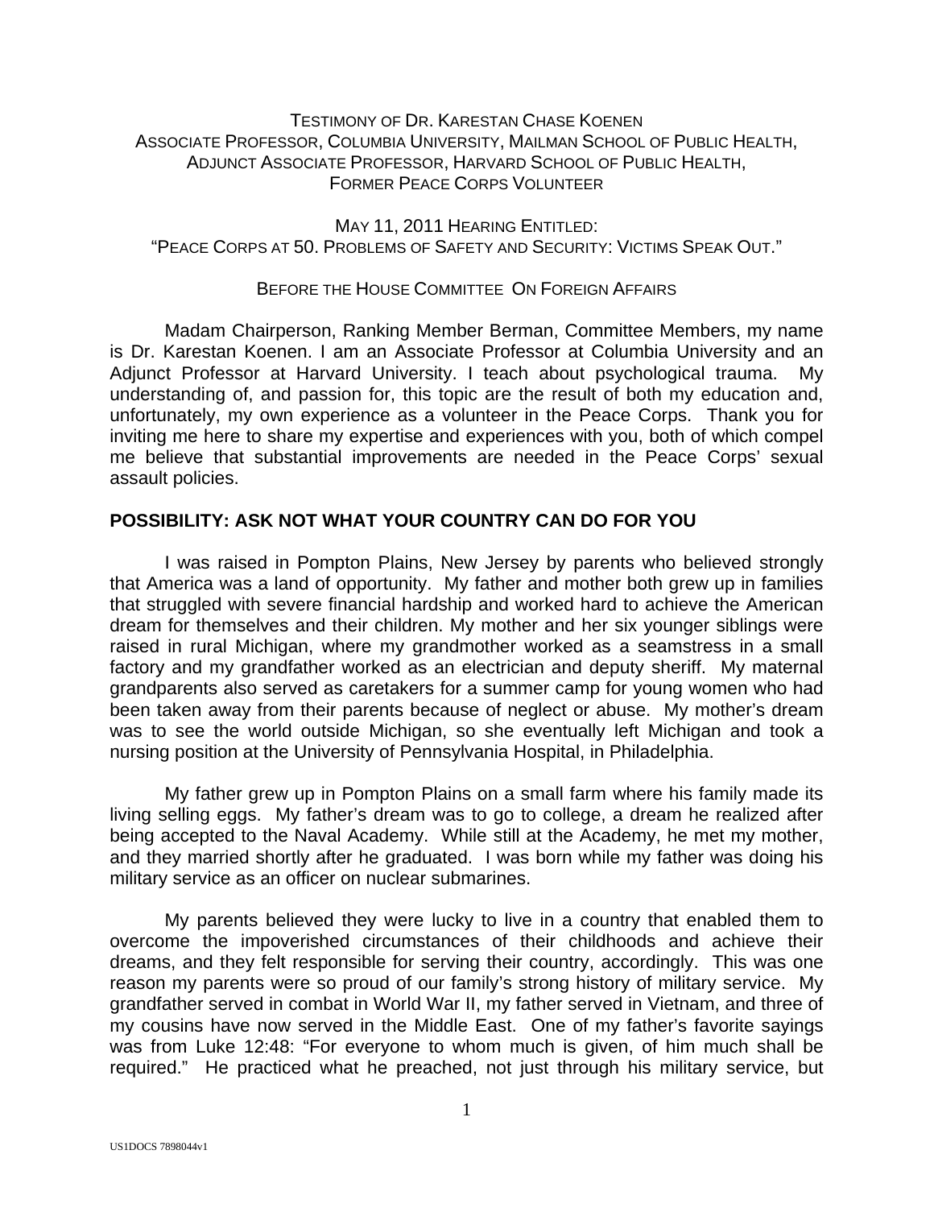TESTIMONY OF DR. KARESTAN CHASE KOENEN
ASSOCIATE PROFESSOR, COLUMBIA UNIVERSITY, MAILMAN SCHOOL OF PUBLIC HEALTH,
ADJUNCT ASSOCIATE PROFESSOR, HARVARD SCHOOL OF PUBLIC HEALTH,
FORMER PEACE CORPS VOLUNTEER

MAY 11, 2011 HEARING ENTITLED:
"PEACE CORPS AT 50. PROBLEMS OF SAFETY AND SECURITY: VICTIMS SPEAK OUT."

BEFORE THE HOUSE COMMITTEE ON FOREIGN AFFAIRS

Madam Chairperson, Ranking Member Berman, Committee Members, my name is Dr. Karestan Koenen. I am an Associate Professor at Columbia University and an Adjunct Professor at Harvard University. I teach about psychological trauma. My understanding of, and passion for, this topic are the result of both my education and, unfortunately, my own experience as a volunteer in the Peace Corps. Thank you for inviting me here to share my expertise and experiences with you, both of which compel me believe that substantial improvements are needed in the Peace Corps' sexual assault policies.

## POSSIBILITY: ASK NOT WHAT YOUR COUNTRY CAN DO FOR YOU

I was raised in Pompton Plains, New Jersey by parents who believed strongly that America was a land of opportunity. My father and mother both grew up in families that struggled with severe financial hardship and worked hard to achieve the American dream for themselves and their children. My mother and her six younger siblings were raised in rural Michigan, where my grandmother worked as a seamstress in a small factory and my grandfather worked as an electrician and deputy sheriff. My maternal grandparents also served as caretakers for a summer camp for young women who had been taken away from their parents because of neglect or abuse. My mother's dream was to see the world outside Michigan, so she eventually left Michigan and took a nursing position at the University of Pennsylvania Hospital, in Philadelphia.

My father grew up in Pompton Plains on a small farm where his family made its living selling eggs. My father's dream was to go to college, a dream he realized after being accepted to the Naval Academy. While still at the Academy, he met my mother, and they married shortly after he graduated. I was born while my father was doing his military service as an officer on nuclear submarines.

My parents believed they were lucky to live in a country that enabled them to overcome the impoverished circumstances of their childhoods and achieve their dreams, and they felt responsible for serving their country, accordingly. This was one reason my parents were so proud of our family's strong history of military service. My grandfather served in combat in World War II, my father served in Vietnam, and three of my cousins have now served in the Middle East. One of my father's favorite sayings was from Luke 12:48: "For everyone to whom much is given, of him much shall be required." He practiced what he preached, not just through his military service, but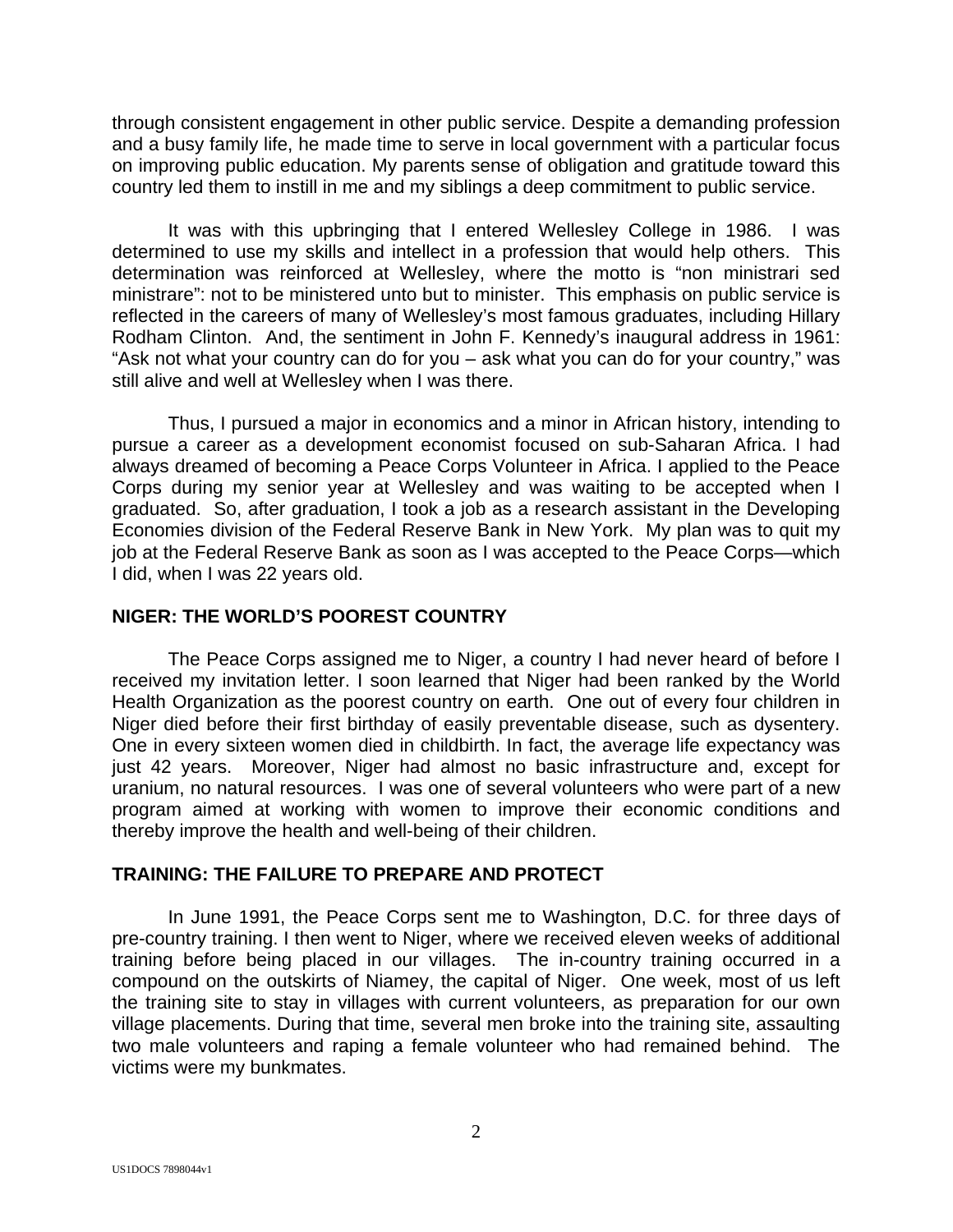through consistent engagement in other public service. Despite a demanding profession and a busy family life, he made time to serve in local government with a particular focus on improving public education. My parents sense of obligation and gratitude toward this country led them to instill in me and my siblings a deep commitment to public service.

It was with this upbringing that I entered Wellesley College in 1986. I was determined to use my skills and intellect in a profession that would help others. This determination was reinforced at Wellesley, where the motto is "non ministrari sed ministrare": not to be ministered unto but to minister. This emphasis on public service is reflected in the careers of many of Wellesley's most famous graduates, including Hillary Rodham Clinton. And, the sentiment in John F. Kennedy's inaugural address in 1961: "Ask not what your country can do for you – ask what you can do for your country," was still alive and well at Wellesley when I was there.

Thus, I pursued a major in economics and a minor in African history, intending to pursue a career as a development economist focused on sub-Saharan Africa. I had always dreamed of becoming a Peace Corps Volunteer in Africa. I applied to the Peace Corps during my senior year at Wellesley and was waiting to be accepted when I graduated. So, after graduation, I took a job as a research assistant in the Developing Economies division of the Federal Reserve Bank in New York. My plan was to quit my job at the Federal Reserve Bank as soon as I was accepted to the Peace Corps—which I did, when I was 22 years old.

## NIGER: THE WORLD'S POOREST COUNTRY

The Peace Corps assigned me to Niger, a country I had never heard of before I received my invitation letter. I soon learned that Niger had been ranked by the World Health Organization as the poorest country on earth. One out of every four children in Niger died before their first birthday of easily preventable disease, such as dysentery. One in every sixteen women died in childbirth. In fact, the average life expectancy was just 42 years. Moreover, Niger had almost no basic infrastructure and, except for uranium, no natural resources. I was one of several volunteers who were part of a new program aimed at working with women to improve their economic conditions and thereby improve the health and well-being of their children.

## TRAINING: THE FAILURE TO PREPARE AND PROTECT

In June 1991, the Peace Corps sent me to Washington, D.C. for three days of pre-country training. I then went to Niger, where we received eleven weeks of additional training before being placed in our villages. The in-country training occurred in a compound on the outskirts of Niamey, the capital of Niger. One week, most of us left the training site to stay in villages with current volunteers, as preparation for our own village placements. During that time, several men broke into the training site, assaulting two male volunteers and raping a female volunteer who had remained behind. The victims were my bunkmates.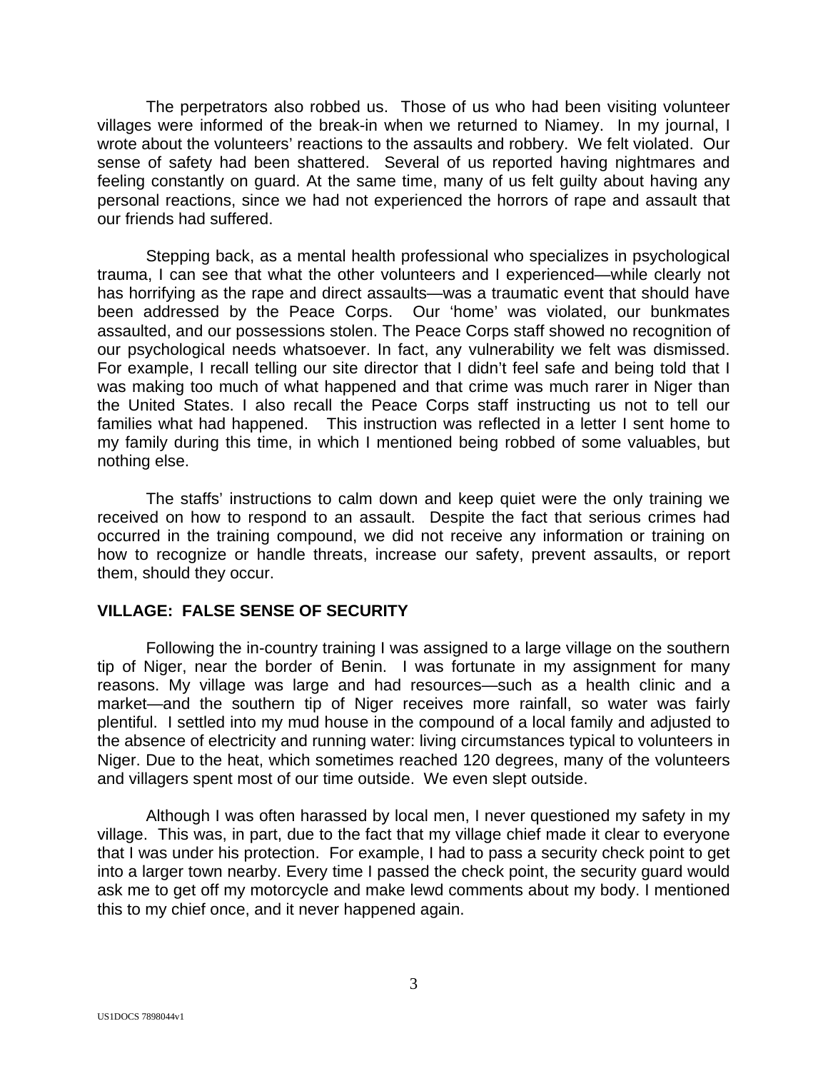The perpetrators also robbed us. Those of us who had been visiting volunteer villages were informed of the break-in when we returned to Niamey. In my journal, I wrote about the volunteers' reactions to the assaults and robbery. We felt violated. Our sense of safety had been shattered. Several of us reported having nightmares and feeling constantly on guard. At the same time, many of us felt guilty about having any personal reactions, since we had not experienced the horrors of rape and assault that our friends had suffered.

Stepping back, as a mental health professional who specializes in psychological trauma, I can see that what the other volunteers and I experienced—while clearly not has horrifying as the rape and direct assaults—was a traumatic event that should have been addressed by the Peace Corps. Our 'home' was violated, our bunkmates assaulted, and our possessions stolen. The Peace Corps staff showed no recognition of our psychological needs whatsoever. In fact, any vulnerability we felt was dismissed. For example, I recall telling our site director that I didn't feel safe and being told that I was making too much of what happened and that crime was much rarer in Niger than the United States. I also recall the Peace Corps staff instructing us not to tell our families what had happened. This instruction was reflected in a letter I sent home to my family during this time, in which I mentioned being robbed of some valuables, but nothing else.

The staffs' instructions to calm down and keep quiet were the only training we received on how to respond to an assault. Despite the fact that serious crimes had occurred in the training compound, we did not receive any information or training on how to recognize or handle threats, increase our safety, prevent assaults, or report them, should they occur.

## VILLAGE: FALSE SENSE OF SECURITY

Following the in-country training I was assigned to a large village on the southern tip of Niger, near the border of Benin. I was fortunate in my assignment for many reasons. My village was large and had resources—such as a health clinic and a market—and the southern tip of Niger receives more rainfall, so water was fairly plentiful. I settled into my mud house in the compound of a local family and adjusted to the absence of electricity and running water: living circumstances typical to volunteers in Niger. Due to the heat, which sometimes reached 120 degrees, many of the volunteers and villagers spent most of our time outside. We even slept outside.

Although I was often harassed by local men, I never questioned my safety in my village. This was, in part, due to the fact that my village chief made it clear to everyone that I was under his protection. For example, I had to pass a security check point to get into a larger town nearby. Every time I passed the check point, the security guard would ask me to get off my motorcycle and make lewd comments about my body. I mentioned this to my chief once, and it never happened again.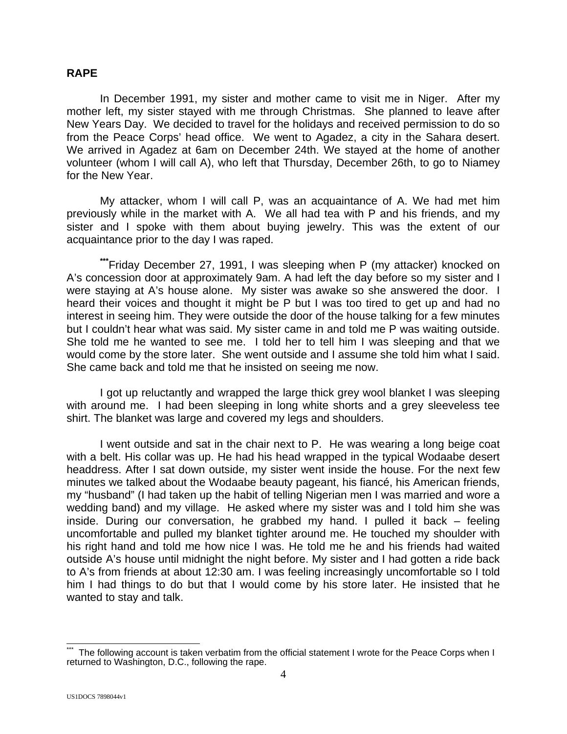**RAPE**

In December 1991, my sister and mother came to visit me in Niger. After my mother left, my sister stayed with me through Christmas. She planned to leave after New Years Day. We decided to travel for the holidays and received permission to do so from the Peace Corps' head office. We went to Agadez, a city in the Sahara desert. We arrived in Agadez at 6am on December 24th. We stayed at the home of another volunteer (whom I will call A), who left that Thursday, December 26th, to go to Niamey for the New Year.

My attacker, whom I will call P, was an acquaintance of A. We had met him previously while in the market with A. We all had tea with P and his friends, and my sister and I spoke with them about buying jewelry. This was the extent of our acquaintance prior to the day I was raped.

[***]Friday December 27, 1991, I was sleeping when P (my attacker) knocked on A's concession door at approximately 9am. A had left the day before so my sister and I were staying at A's house alone. My sister was awake so she answered the door. I heard their voices and thought it might be P but I was too tired to get up and had no interest in seeing him. They were outside the door of the house talking for a few minutes but I couldn't hear what was said. My sister came in and told me P was waiting outside. She told me he wanted to see me. I told her to tell him I was sleeping and that we would come by the store later. She went outside and I assume she told him what I said. She came back and told me that he insisted on seeing me now.

I got up reluctantly and wrapped the large thick grey wool blanket I was sleeping with around me. I had been sleeping in long white shorts and a grey sleeveless tee shirt. The blanket was large and covered my legs and shoulders.

I went outside and sat in the chair next to P. He was wearing a long beige coat with a belt. His collar was up. He had his head wrapped in the typical Wodaabe desert headdress. After I sat down outside, my sister went inside the house. For the next few minutes we talked about the Wodaabe beauty pageant, his fiancé, his American friends, my "husband" (I had taken up the habit of telling Nigerian men I was married and wore a wedding band) and my village. He asked where my sister was and I told him she was inside. During our conversation, he grabbed my hand. I pulled it back – feeling uncomfortable and pulled my blanket tighter around me. He touched my shoulder with his right hand and told me how nice I was. He told me he and his friends had waited outside A's house until midnight the night before. My sister and I had gotten a ride back to A's from friends at about 12:30 am. I was feeling increasingly uncomfortable so I told him I had things to do but that I would come by his store later. He insisted that he wanted to stay and talk.

---

[***] The following account is taken verbatim from the official statement I wrote for the Peace Corps when I returned to Washington, D.C., following the rape.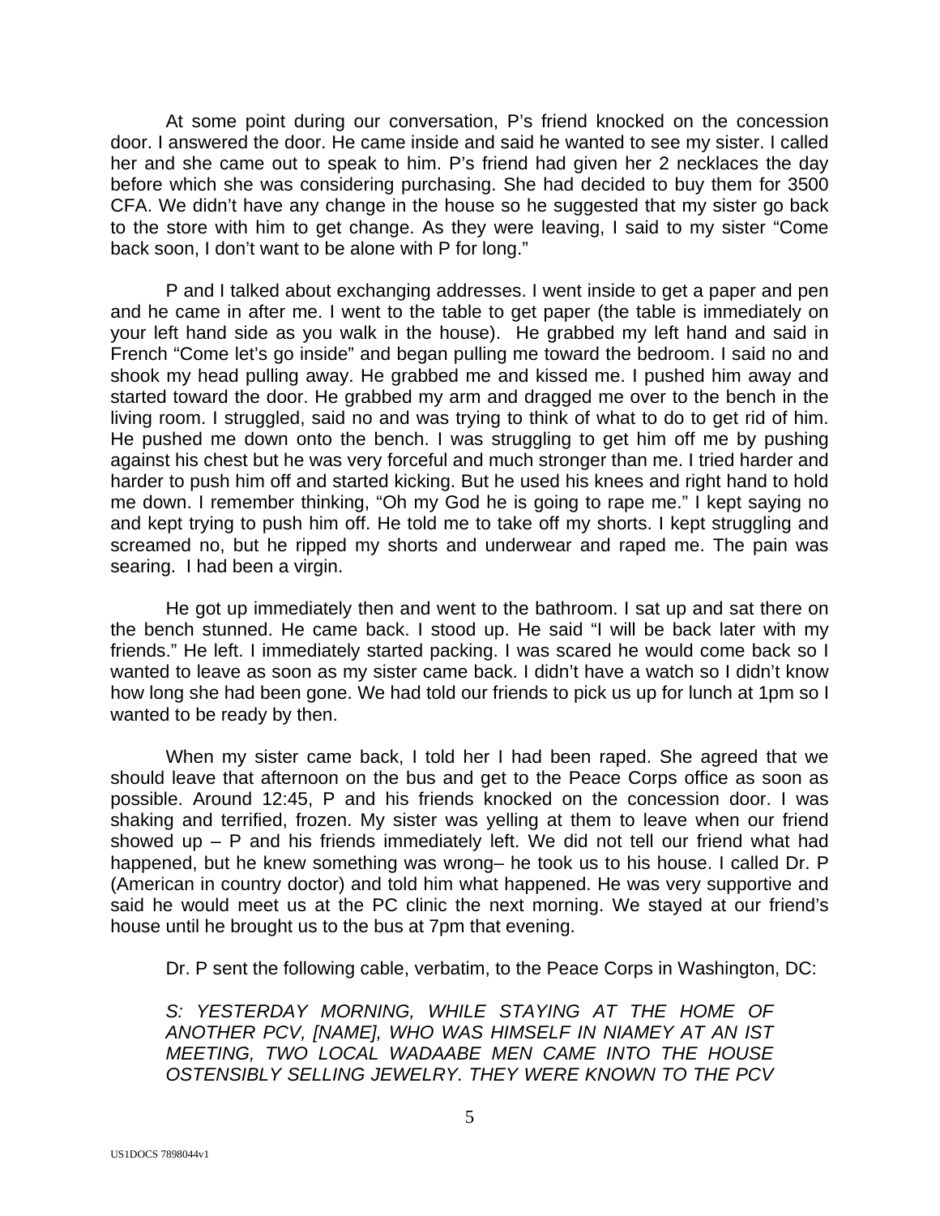At some point during our conversation, P's friend knocked on the concession door. I answered the door. He came inside and said he wanted to see my sister. I called her and she came out to speak to him. P's friend had given her 2 necklaces the day before which she was considering purchasing. She had decided to buy them for 3500 CFA. We didn't have any change in the house so he suggested that my sister go back to the store with him to get change. As they were leaving, I said to my sister "Come back soon, I don't want to be alone with P for long."

P and I talked about exchanging addresses. I went inside to get a paper and pen and he came in after me. I went to the table to get paper (the table is immediately on your left hand side as you walk in the house). He grabbed my left hand and said in French "Come let's go inside" and began pulling me toward the bedroom. I said no and shook my head pulling away. He grabbed me and kissed me. I pushed him away and started toward the door. He grabbed my arm and dragged me over to the bench in the living room. I struggled, said no and was trying to think of what to do to get rid of him. He pushed me down onto the bench. I was struggling to get him off me by pushing against his chest but he was very forceful and much stronger than me. I tried harder and harder to push him off and started kicking. But he used his knees and right hand to hold me down. I remember thinking, "Oh my God he is going to rape me." I kept saying no and kept trying to push him off. He told me to take off my shorts. I kept struggling and screamed no, but he ripped my shorts and underwear and raped me. The pain was searing. I had been a virgin.

He got up immediately then and went to the bathroom. I sat up and sat there on the bench stunned. He came back. I stood up. He said "I will be back later with my friends." He left. I immediately started packing. I was scared he would come back so I wanted to leave as soon as my sister came back. I didn't have a watch so I didn't know how long she had been gone. We had told our friends to pick us up for lunch at 1pm so I wanted to be ready by then.

When my sister came back, I told her I had been raped. She agreed that we should leave that afternoon on the bus and get to the Peace Corps office as soon as possible. Around 12:45, P and his friends knocked on the concession door. I was shaking and terrified, frozen. My sister was yelling at them to leave when our friend showed up – P and his friends immediately left. We did not tell our friend what had happened, but he knew something was wrong– he took us to his house. I called Dr. P (American in country doctor) and told him what happened. He was very supportive and said he would meet us at the PC clinic the next morning. We stayed at our friend's house until he brought us to the bus at 7pm that evening.

Dr. P sent the following cable, verbatim, to the Peace Corps in Washington, DC:

> *S: YESTERDAY MORNING, WHILE STAYING AT THE HOME OF ANOTHER PCV, [NAME], WHO WAS HIMSELF IN NIAMEY AT AN IST MEETING, TWO LOCAL WADAABE MEN CAME INTO THE HOUSE OSTENSIBLY SELLING JEWELRY. THEY WERE KNOWN TO THE PCV*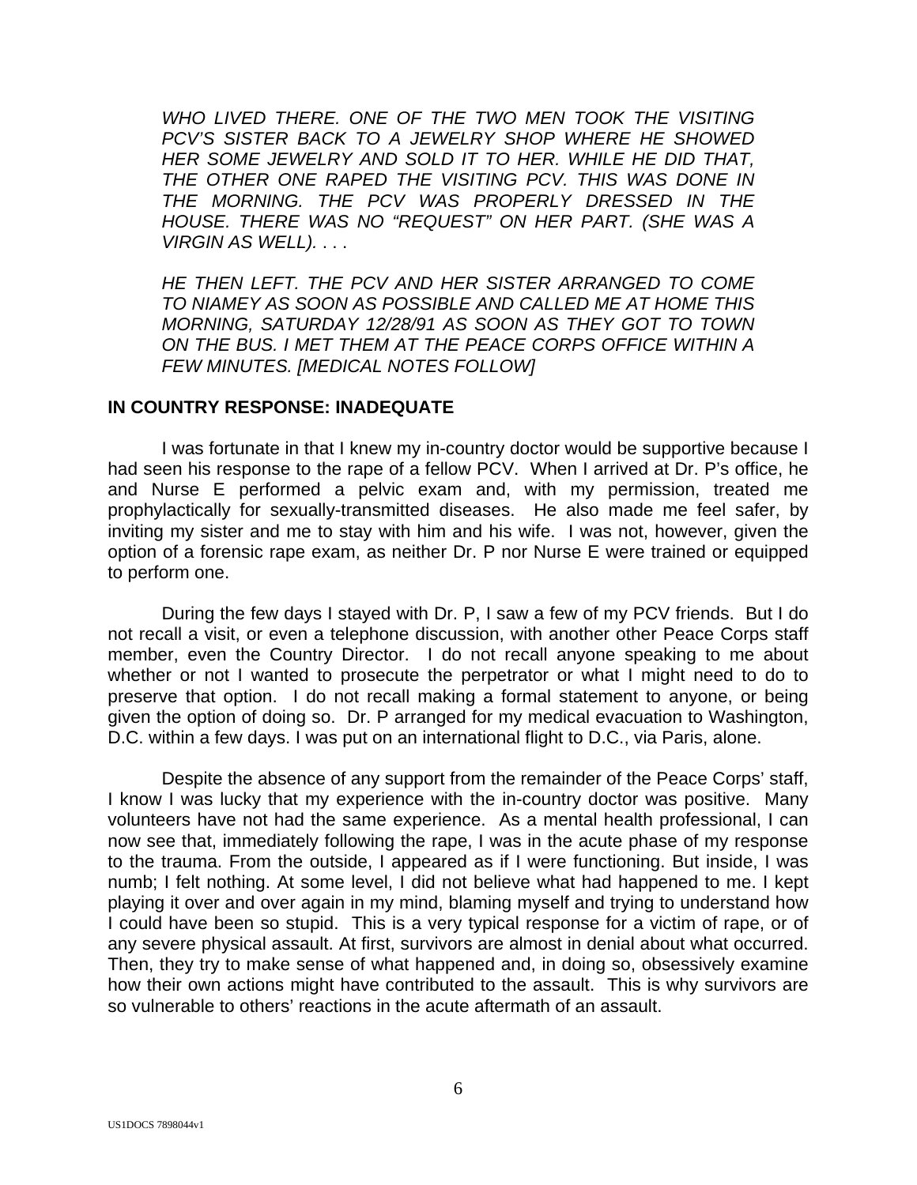*WHO LIVED THERE. ONE OF THE TWO MEN TOOK THE VISITING PCV'S SISTER BACK TO A JEWELRY SHOP WHERE HE SHOWED HER SOME JEWELRY AND SOLD IT TO HER. WHILE HE DID THAT, THE OTHER ONE RAPED THE VISITING PCV. THIS WAS DONE IN THE MORNING. THE PCV WAS PROPERLY DRESSED IN THE HOUSE. THERE WAS NO "REQUEST" ON HER PART. (SHE WAS A VIRGIN AS WELL). . . .*

*HE THEN LEFT. THE PCV AND HER SISTER ARRANGED TO COME TO NIAMEY AS SOON AS POSSIBLE AND CALLED ME AT HOME THIS MORNING, SATURDAY 12/28/91 AS SOON AS THEY GOT TO TOWN ON THE BUS. I MET THEM AT THE PEACE CORPS OFFICE WITHIN A FEW MINUTES. [MEDICAL NOTES FOLLOW]*

**IN COUNTRY RESPONSE: INADEQUATE**

I was fortunate in that I knew my in-country doctor would be supportive because I had seen his response to the rape of a fellow PCV. When I arrived at Dr. P's office, he and Nurse E performed a pelvic exam and, with my permission, treated me prophylactically for sexually-transmitted diseases. He also made me feel safer, by inviting my sister and me to stay with him and his wife. I was not, however, given the option of a forensic rape exam, as neither Dr. P nor Nurse E were trained or equipped to perform one.

During the few days I stayed with Dr. P, I saw a few of my PCV friends. But I do not recall a visit, or even a telephone discussion, with another other Peace Corps staff member, even the Country Director. I do not recall anyone speaking to me about whether or not I wanted to prosecute the perpetrator or what I might need to do to preserve that option. I do not recall making a formal statement to anyone, or being given the option of doing so. Dr. P arranged for my medical evacuation to Washington, D.C. within a few days. I was put on an international flight to D.C., via Paris, alone.

Despite the absence of any support from the remainder of the Peace Corps' staff, I know I was lucky that my experience with the in-country doctor was positive. Many volunteers have not had the same experience. As a mental health professional, I can now see that, immediately following the rape, I was in the acute phase of my response to the trauma. From the outside, I appeared as if I were functioning. But inside, I was numb; I felt nothing. At some level, I did not believe what had happened to me. I kept playing it over and over again in my mind, blaming myself and trying to understand how I could have been so stupid. This is a very typical response for a victim of rape, or of any severe physical assault. At first, survivors are almost in denial about what occurred. Then, they try to make sense of what happened and, in doing so, obsessively examine how their own actions might have contributed to the assault. This is why survivors are so vulnerable to others' reactions in the acute aftermath of an assault.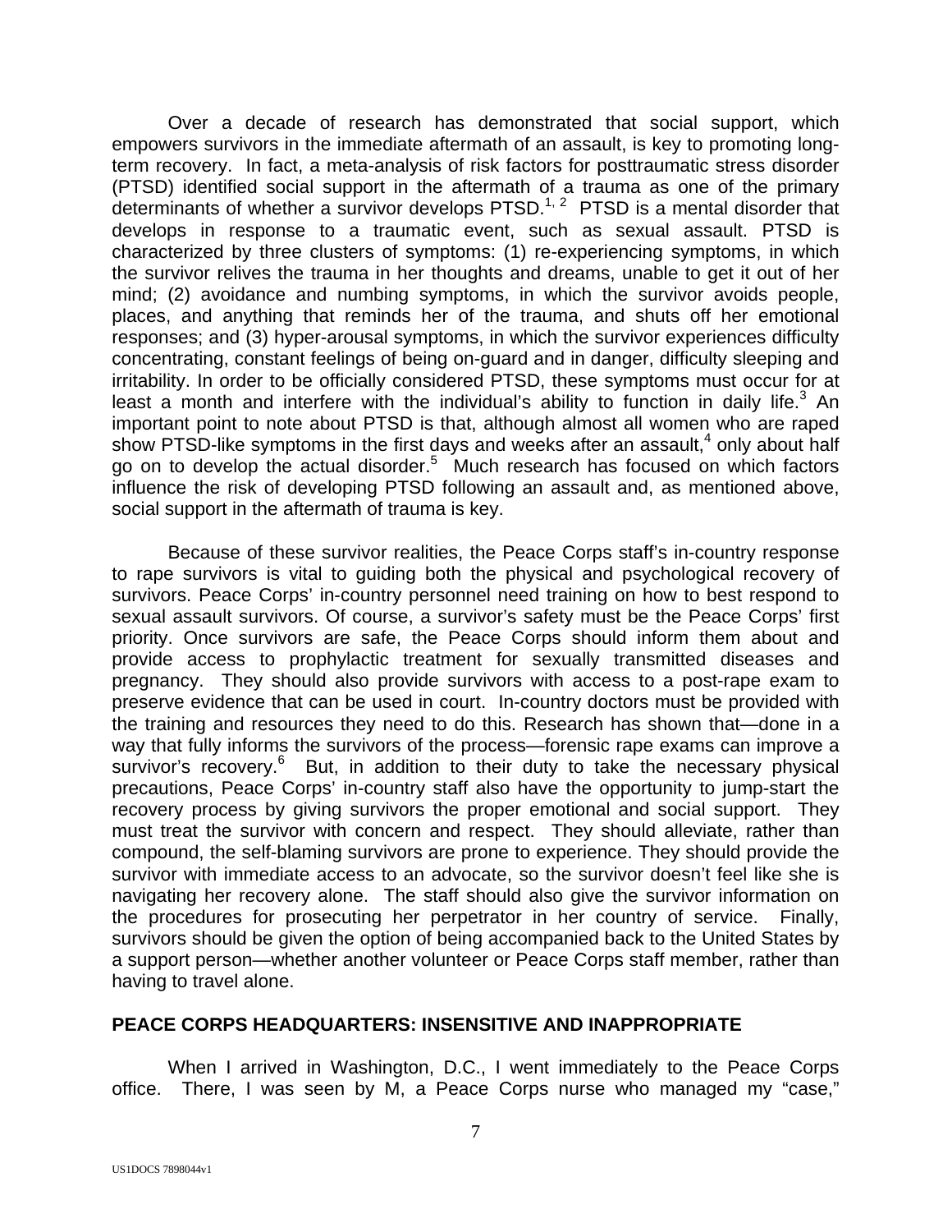Over a decade of research has demonstrated that social support, which empowers survivors in the immediate aftermath of an assault, is key to promoting long-term recovery. In fact, a meta-analysis of risk factors for posttraumatic stress disorder (PTSD) identified social support in the aftermath of a trauma as one of the primary determinants of whether a survivor develops PTSD.[1, 2] PTSD is a mental disorder that develops in response to a traumatic event, such as sexual assault. PTSD is characterized by three clusters of symptoms: (1) re-experiencing symptoms, in which the survivor relives the trauma in her thoughts and dreams, unable to get it out of her mind; (2) avoidance and numbing symptoms, in which the survivor avoids people, places, and anything that reminds her of the trauma, and shuts off her emotional responses; and (3) hyper-arousal symptoms, in which the survivor experiences difficulty concentrating, constant feelings of being on-guard and in danger, difficulty sleeping and irritability. In order to be officially considered PTSD, these symptoms must occur for at least a month and interfere with the individual's ability to function in daily life.[3] An important point to note about PTSD is that, although almost all women who are raped show PTSD-like symptoms in the first days and weeks after an assault,[4] only about half go on to develop the actual disorder.[5] Much research has focused on which factors influence the risk of developing PTSD following an assault and, as mentioned above, social support in the aftermath of trauma is key.

Because of these survivor realities, the Peace Corps staff's in-country response to rape survivors is vital to guiding both the physical and psychological recovery of survivors. Peace Corps' in-country personnel need training on how to best respond to sexual assault survivors. Of course, a survivor's safety must be the Peace Corps' first priority. Once survivors are safe, the Peace Corps should inform them about and provide access to prophylactic treatment for sexually transmitted diseases and pregnancy. They should also provide survivors with access to a post-rape exam to preserve evidence that can be used in court. In-country doctors must be provided with the training and resources they need to do this. Research has shown that—done in a way that fully informs the survivors of the process—forensic rape exams can improve a survivor's recovery.[6] But, in addition to their duty to take the necessary physical precautions, Peace Corps' in-country staff also have the opportunity to jump-start the recovery process by giving survivors the proper emotional and social support. They must treat the survivor with concern and respect. They should alleviate, rather than compound, the self-blaming survivors are prone to experience. They should provide the survivor with immediate access to an advocate, so the survivor doesn't feel like she is navigating her recovery alone. The staff should also give the survivor information on the procedures for prosecuting her perpetrator in her country of service. Finally, survivors should be given the option of being accompanied back to the United States by a support person—whether another volunteer or Peace Corps staff member, rather than having to travel alone.

## PEACE CORPS HEADQUARTERS: INSENSITIVE AND INAPPROPRIATE

When I arrived in Washington, D.C., I went immediately to the Peace Corps office. There, I was seen by M, a Peace Corps nurse who managed my "case,"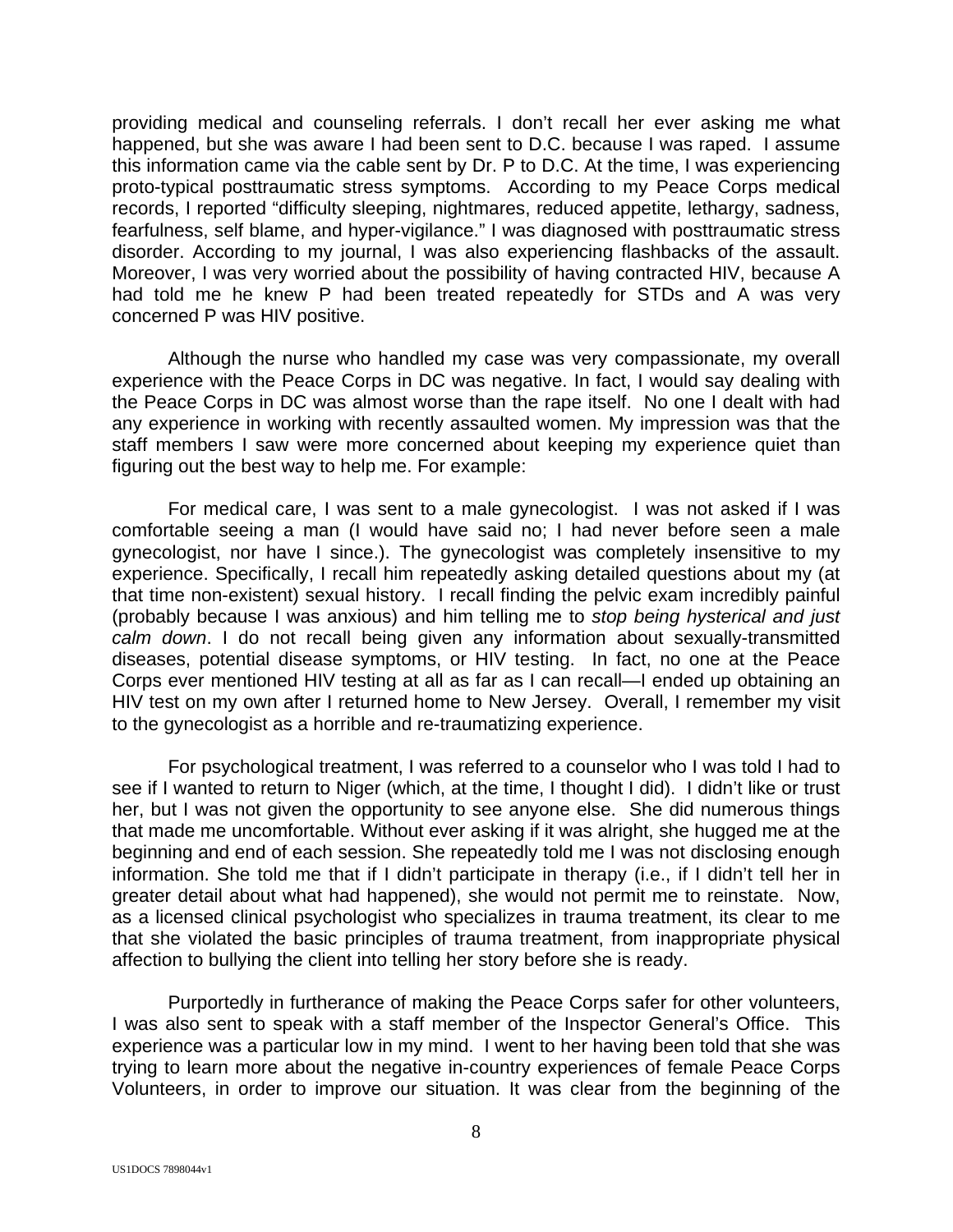providing medical and counseling referrals. I don't recall her ever asking me what happened, but she was aware I had been sent to D.C. because I was raped. I assume this information came via the cable sent by Dr. P to D.C. At the time, I was experiencing proto-typical posttraumatic stress symptoms. According to my Peace Corps medical records, I reported "difficulty sleeping, nightmares, reduced appetite, lethargy, sadness, fearfulness, self blame, and hyper-vigilance." I was diagnosed with posttraumatic stress disorder. According to my journal, I was also experiencing flashbacks of the assault. Moreover, I was very worried about the possibility of having contracted HIV, because A had told me he knew P had been treated repeatedly for STDs and A was very concerned P was HIV positive.

Although the nurse who handled my case was very compassionate, my overall experience with the Peace Corps in DC was negative. In fact, I would say dealing with the Peace Corps in DC was almost worse than the rape itself. No one I dealt with had any experience in working with recently assaulted women. My impression was that the staff members I saw were more concerned about keeping my experience quiet than figuring out the best way to help me. For example:

For medical care, I was sent to a male gynecologist. I was not asked if I was comfortable seeing a man (I would have said no; I had never before seen a male gynecologist, nor have I since.). The gynecologist was completely insensitive to my experience. Specifically, I recall him repeatedly asking detailed questions about my (at that time non-existent) sexual history. I recall finding the pelvic exam incredibly painful (probably because I was anxious) and him telling me to *stop being hysterical and just calm down*. I do not recall being given any information about sexually-transmitted diseases, potential disease symptoms, or HIV testing. In fact, no one at the Peace Corps ever mentioned HIV testing at all as far as I can recall—I ended up obtaining an HIV test on my own after I returned home to New Jersey. Overall, I remember my visit to the gynecologist as a horrible and re-traumatizing experience.

For psychological treatment, I was referred to a counselor who I was told I had to see if I wanted to return to Niger (which, at the time, I thought I did). I didn't like or trust her, but I was not given the opportunity to see anyone else. She did numerous things that made me uncomfortable. Without ever asking if it was alright, she hugged me at the beginning and end of each session. She repeatedly told me I was not disclosing enough information. She told me that if I didn't participate in therapy (i.e., if I didn't tell her in greater detail about what had happened), she would not permit me to reinstate. Now, as a licensed clinical psychologist who specializes in trauma treatment, its clear to me that she violated the basic principles of trauma treatment, from inappropriate physical affection to bullying the client into telling her story before she is ready.

Purportedly in furtherance of making the Peace Corps safer for other volunteers, I was also sent to speak with a staff member of the Inspector General's Office. This experience was a particular low in my mind. I went to her having been told that she was trying to learn more about the negative in-country experiences of female Peace Corps Volunteers, in order to improve our situation. It was clear from the beginning of the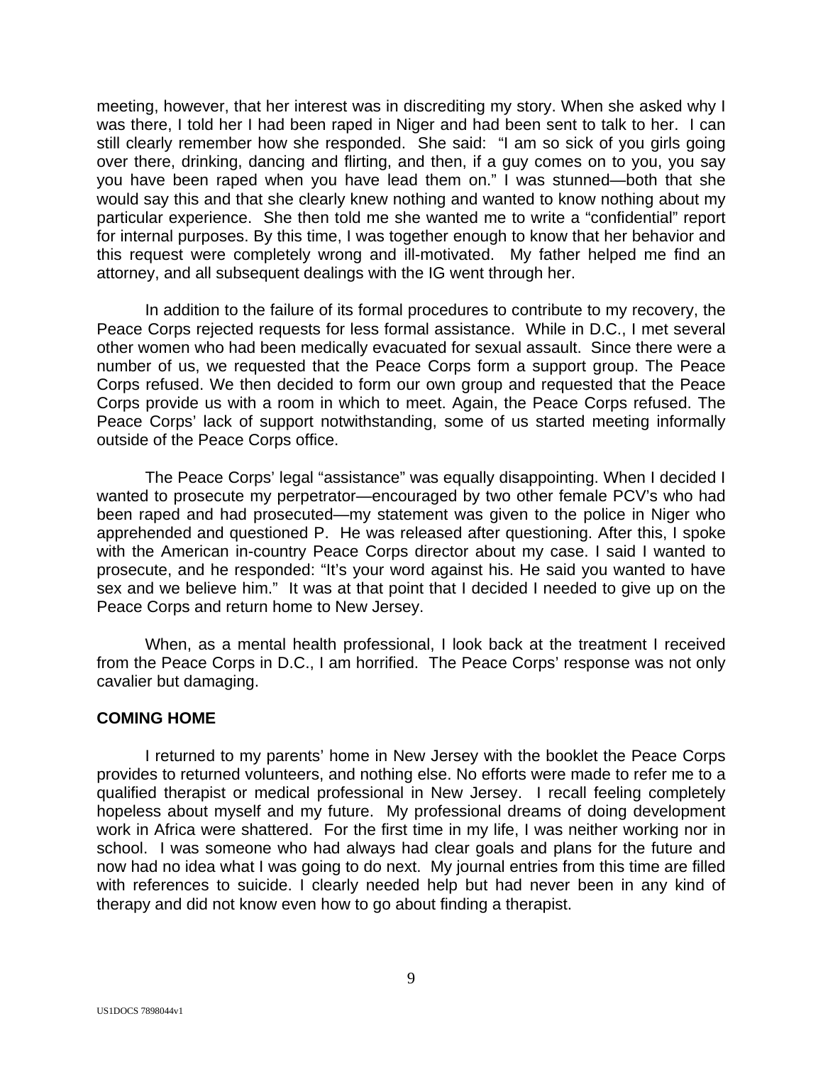meeting, however, that her interest was in discrediting my story. When she asked why I was there, I told her I had been raped in Niger and had been sent to talk to her. I can still clearly remember how she responded. She said: "I am so sick of you girls going over there, drinking, dancing and flirting, and then, if a guy comes on to you, you say you have been raped when you have lead them on." I was stunned—both that she would say this and that she clearly knew nothing and wanted to know nothing about my particular experience. She then told me she wanted me to write a "confidential" report for internal purposes. By this time, I was together enough to know that her behavior and this request were completely wrong and ill-motivated. My father helped me find an attorney, and all subsequent dealings with the IG went through her.

In addition to the failure of its formal procedures to contribute to my recovery, the Peace Corps rejected requests for less formal assistance. While in D.C., I met several other women who had been medically evacuated for sexual assault. Since there were a number of us, we requested that the Peace Corps form a support group. The Peace Corps refused. We then decided to form our own group and requested that the Peace Corps provide us with a room in which to meet. Again, the Peace Corps refused. The Peace Corps' lack of support notwithstanding, some of us started meeting informally outside of the Peace Corps office.

The Peace Corps' legal "assistance" was equally disappointing. When I decided I wanted to prosecute my perpetrator—encouraged by two other female PCV's who had been raped and had prosecuted—my statement was given to the police in Niger who apprehended and questioned P. He was released after questioning. After this, I spoke with the American in-country Peace Corps director about my case. I said I wanted to prosecute, and he responded: "It's your word against his. He said you wanted to have sex and we believe him." It was at that point that I decided I needed to give up on the Peace Corps and return home to New Jersey.

When, as a mental health professional, I look back at the treatment I received from the Peace Corps in D.C., I am horrified. The Peace Corps' response was not only cavalier but damaging.

**COMING HOME**

I returned to my parents' home in New Jersey with the booklet the Peace Corps provides to returned volunteers, and nothing else. No efforts were made to refer me to a qualified therapist or medical professional in New Jersey. I recall feeling completely hopeless about myself and my future. My professional dreams of doing development work in Africa were shattered. For the first time in my life, I was neither working nor in school. I was someone who had always had clear goals and plans for the future and now had no idea what I was going to do next. My journal entries from this time are filled with references to suicide. I clearly needed help but had never been in any kind of therapy and did not know even how to go about finding a therapist.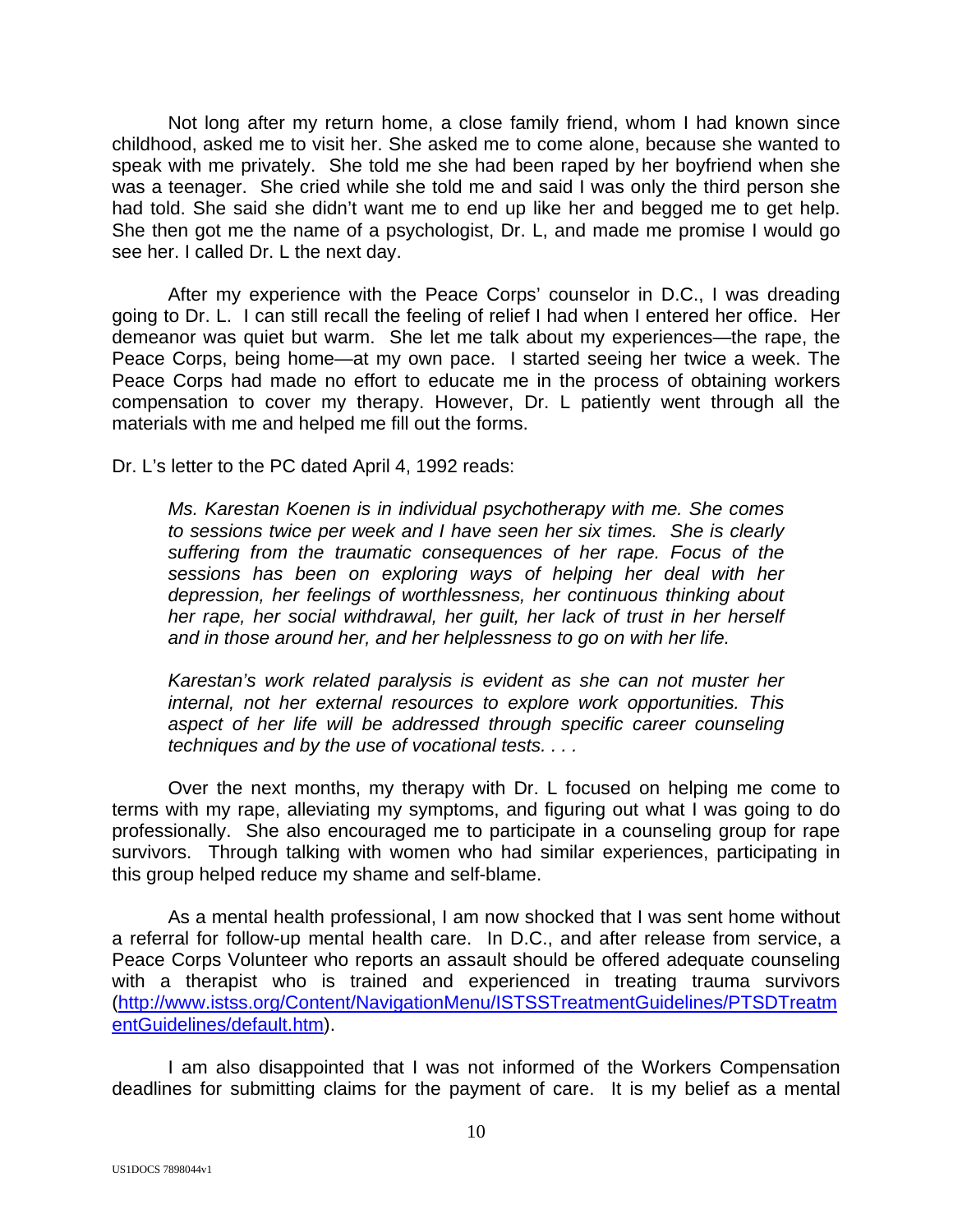Not long after my return home, a close family friend, whom I had known since childhood, asked me to visit her. She asked me to come alone, because she wanted to speak with me privately. She told me she had been raped by her boyfriend when she was a teenager. She cried while she told me and said I was only the third person she had told. She said she didn't want me to end up like her and begged me to get help. She then got me the name of a psychologist, Dr. L, and made me promise I would go see her. I called Dr. L the next day.

After my experience with the Peace Corps' counselor in D.C., I was dreading going to Dr. L. I can still recall the feeling of relief I had when I entered her office. Her demeanor was quiet but warm. She let me talk about my experiences—the rape, the Peace Corps, being home—at my own pace. I started seeing her twice a week. The Peace Corps had made no effort to educate me in the process of obtaining workers compensation to cover my therapy. However, Dr. L patiently went through all the materials with me and helped me fill out the forms.

Dr. L's letter to the PC dated April 4, 1992 reads:

> *Ms. Karestan Koenen is in individual psychotherapy with me. She comes to sessions twice per week and I have seen her six times. She is clearly suffering from the traumatic consequences of her rape. Focus of the sessions has been on exploring ways of helping her deal with her depression, her feelings of worthlessness, her continuous thinking about her rape, her social withdrawal, her guilt, her lack of trust in her herself and in those around her, and her helplessness to go on with her life.*
>
> *Karestan's work related paralysis is evident as she can not muster her internal, not her external resources to explore work opportunities. This aspect of her life will be addressed through specific career counseling techniques and by the use of vocational tests. . . .*

Over the next months, my therapy with Dr. L focused on helping me come to terms with my rape, alleviating my symptoms, and figuring out what I was going to do professionally. She also encouraged me to participate in a counseling group for rape survivors. Through talking with women who had similar experiences, participating in this group helped reduce my shame and self-blame.

As a mental health professional, I am now shocked that I was sent home without a referral for follow-up mental health care. In D.C., and after release from service, a Peace Corps Volunteer who reports an assault should be offered adequate counseling with a therapist who is trained and experienced in treating trauma survivors (http://www.istss.org/Content/NavigationMenu/ISTSSTreatmentGuidelines/PTSDTreatmentGuidelines/default.htm).

I am also disappointed that I was not informed of the Workers Compensation deadlines for submitting claims for the payment of care. It is my belief as a mental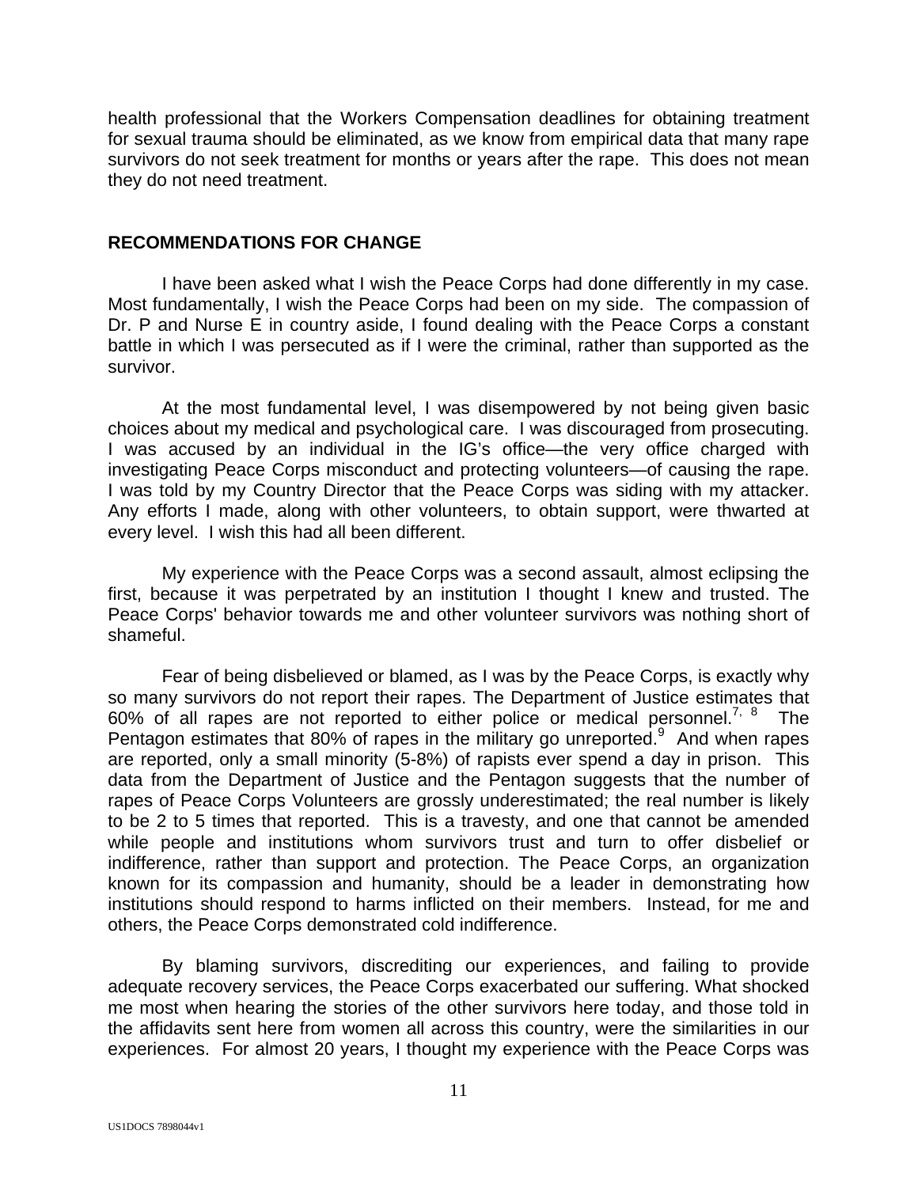health professional that the Workers Compensation deadlines for obtaining treatment for sexual trauma should be eliminated, as we know from empirical data that many rape survivors do not seek treatment for months or years after the rape. This does not mean they do not need treatment.

**RECOMMENDATIONS FOR CHANGE**

I have been asked what I wish the Peace Corps had done differently in my case. Most fundamentally, I wish the Peace Corps had been on my side. The compassion of Dr. P and Nurse E in country aside, I found dealing with the Peace Corps a constant battle in which I was persecuted as if I were the criminal, rather than supported as the survivor.

At the most fundamental level, I was disempowered by not being given basic choices about my medical and psychological care. I was discouraged from prosecuting. I was accused by an individual in the IG's office—the very office charged with investigating Peace Corps misconduct and protecting volunteers—of causing the rape. I was told by my Country Director that the Peace Corps was siding with my attacker. Any efforts I made, along with other volunteers, to obtain support, were thwarted at every level. I wish this had all been different.

My experience with the Peace Corps was a second assault, almost eclipsing the first, because it was perpetrated by an institution I thought I knew and trusted. The Peace Corps' behavior towards me and other volunteer survivors was nothing short of shameful.

Fear of being disbelieved or blamed, as I was by the Peace Corps, is exactly why so many survivors do not report their rapes. The Department of Justice estimates that 60% of all rapes are not reported to either police or medical personnel.[7, 8] The Pentagon estimates that 80% of rapes in the military go unreported.[9] And when rapes are reported, only a small minority (5-8%) of rapists ever spend a day in prison. This data from the Department of Justice and the Pentagon suggests that the number of rapes of Peace Corps Volunteers are grossly underestimated; the real number is likely to be 2 to 5 times that reported. This is a travesty, and one that cannot be amended while people and institutions whom survivors trust and turn to offer disbelief or indifference, rather than support and protection. The Peace Corps, an organization known for its compassion and humanity, should be a leader in demonstrating how institutions should respond to harms inflicted on their members. Instead, for me and others, the Peace Corps demonstrated cold indifference.

By blaming survivors, discrediting our experiences, and failing to provide adequate recovery services, the Peace Corps exacerbated our suffering. What shocked me most when hearing the stories of the other survivors here today, and those told in the affidavits sent here from women all across this country, were the similarities in our experiences. For almost 20 years, I thought my experience with the Peace Corps was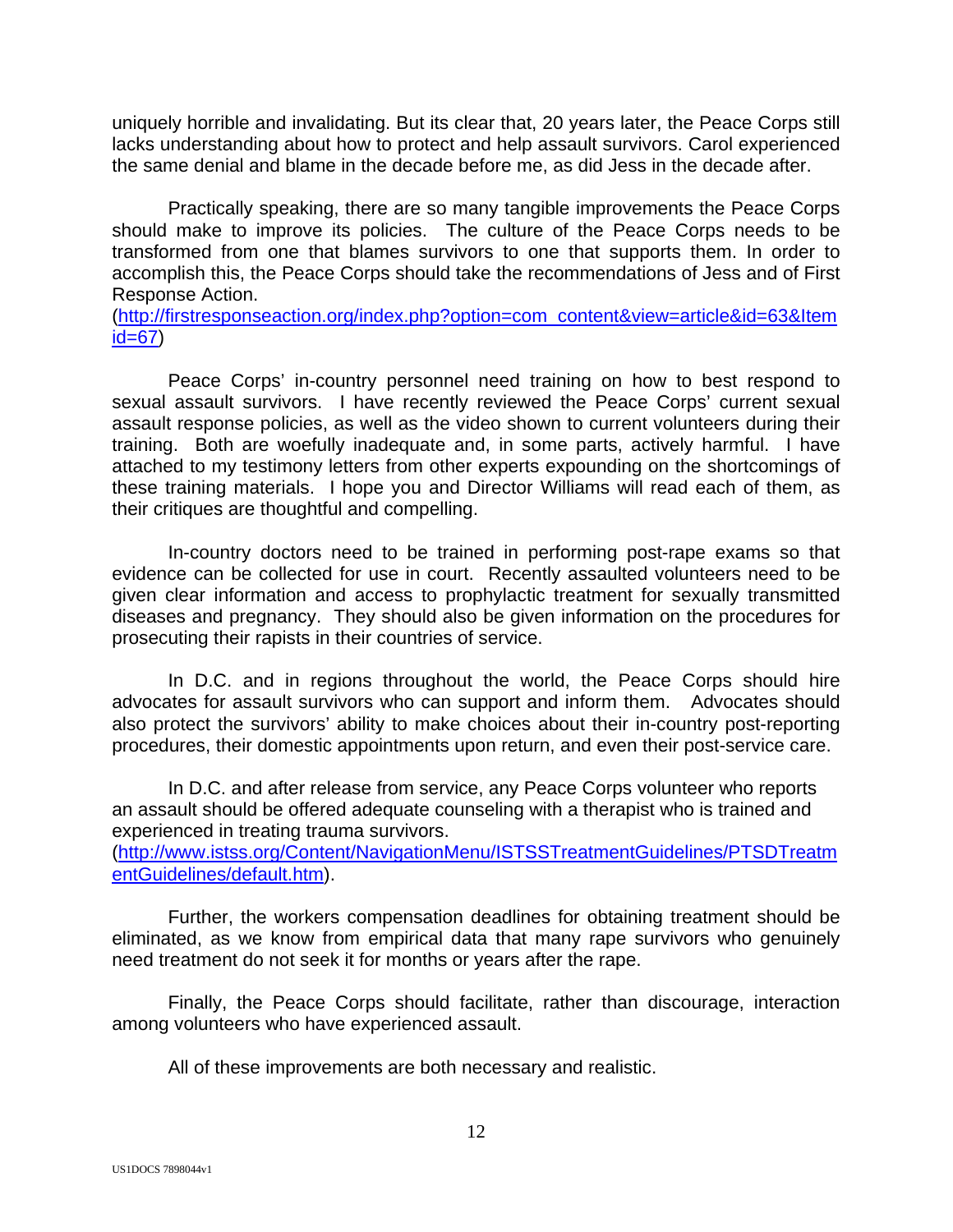uniquely horrible and invalidating. But its clear that, 20 years later, the Peace Corps still lacks understanding about how to protect and help assault survivors. Carol experienced the same denial and blame in the decade before me, as did Jess in the decade after.

Practically speaking, there are so many tangible improvements the Peace Corps should make to improve its policies. The culture of the Peace Corps needs to be transformed from one that blames survivors to one that supports them. In order to accomplish this, the Peace Corps should take the recommendations of Jess and of First Response Action. (http://firstresponseaction.org/index.php?option=com_content&view=article&id=63&Itemid=67)

Peace Corps' in-country personnel need training on how to best respond to sexual assault survivors. I have recently reviewed the Peace Corps' current sexual assault response policies, as well as the video shown to current volunteers during their training. Both are woefully inadequate and, in some parts, actively harmful. I have attached to my testimony letters from other experts expounding on the shortcomings of these training materials. I hope you and Director Williams will read each of them, as their critiques are thoughtful and compelling.

In-country doctors need to be trained in performing post-rape exams so that evidence can be collected for use in court. Recently assaulted volunteers need to be given clear information and access to prophylactic treatment for sexually transmitted diseases and pregnancy. They should also be given information on the procedures for prosecuting their rapists in their countries of service.

In D.C. and in regions throughout the world, the Peace Corps should hire advocates for assault survivors who can support and inform them. Advocates should also protect the survivors' ability to make choices about their in-country post-reporting procedures, their domestic appointments upon return, and even their post-service care.

In D.C. and after release from service, any Peace Corps volunteer who reports an assault should be offered adequate counseling with a therapist who is trained and experienced in treating trauma survivors. (http://www.istss.org/Content/NavigationMenu/ISTSSTreatmentGuidelines/PTSDTreatmentGuidelines/default.htm).

Further, the workers compensation deadlines for obtaining treatment should be eliminated, as we know from empirical data that many rape survivors who genuinely need treatment do not seek it for months or years after the rape.

Finally, the Peace Corps should facilitate, rather than discourage, interaction among volunteers who have experienced assault.

All of these improvements are both necessary and realistic.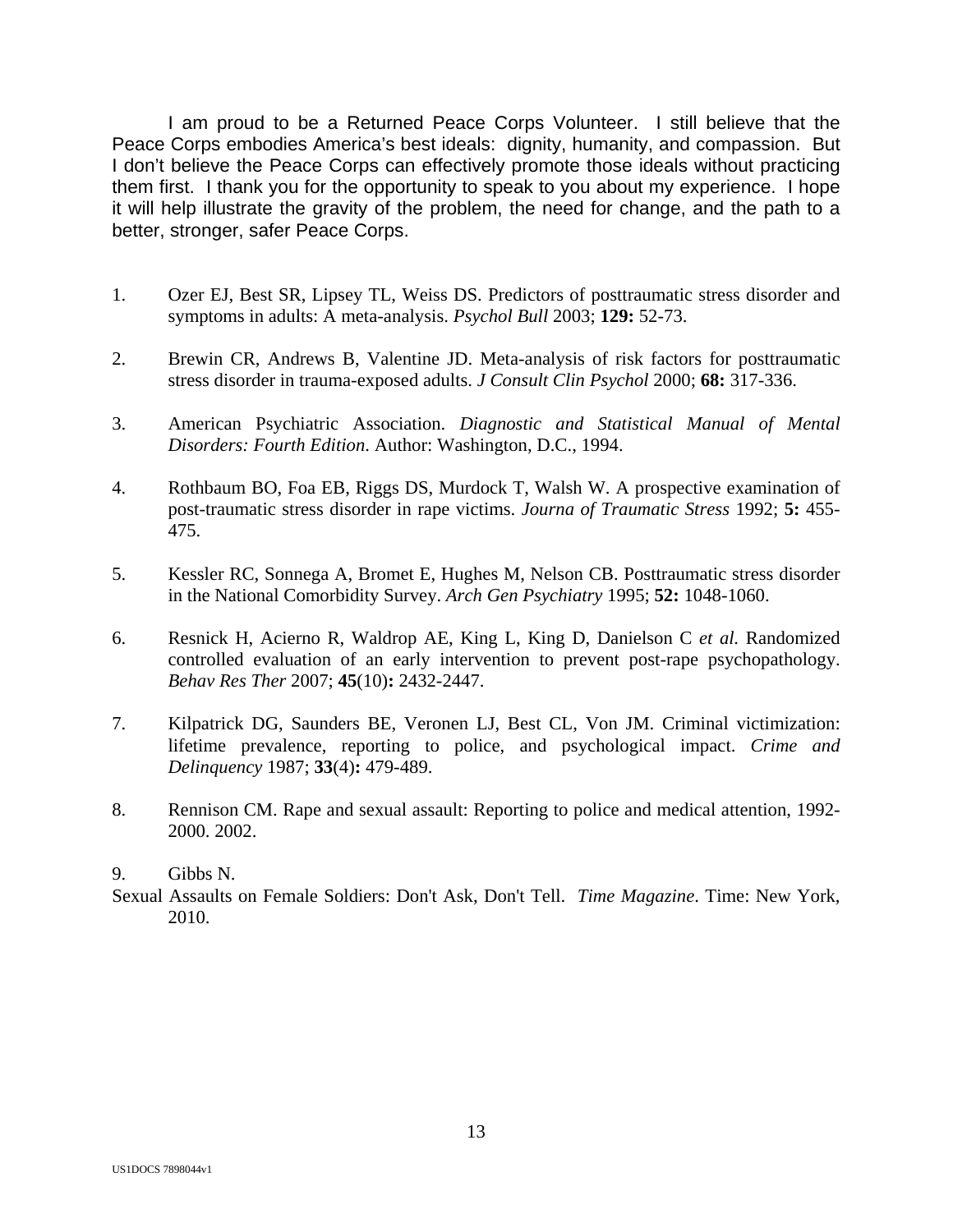I am proud to be a Returned Peace Corps Volunteer. I still believe that the Peace Corps embodies America's best ideals: dignity, humanity, and compassion. But I don't believe the Peace Corps can effectively promote those ideals without practicing them first. I thank you for the opportunity to speak to you about my experience. I hope it will help illustrate the gravity of the problem, the need for change, and the path to a better, stronger, safer Peace Corps.

1. Ozer EJ, Best SR, Lipsey TL, Weiss DS. Predictors of posttraumatic stress disorder and symptoms in adults: A meta-analysis. *Psychol Bull* 2003; **129:** 52-73.

2. Brewin CR, Andrews B, Valentine JD. Meta-analysis of risk factors for posttraumatic stress disorder in trauma-exposed adults. *J Consult Clin Psychol* 2000; **68:** 317-336.

3. American Psychiatric Association. *Diagnostic and Statistical Manual of Mental Disorders: Fourth Edition*. Author: Washington, D.C., 1994.

4. Rothbaum BO, Foa EB, Riggs DS, Murdock T, Walsh W. A prospective examination of post-traumatic stress disorder in rape victims. *Journa of Traumatic Stress* 1992; **5:** 455-475.

5. Kessler RC, Sonnega A, Bromet E, Hughes M, Nelson CB. Posttraumatic stress disorder in the National Comorbidity Survey. *Arch Gen Psychiatry* 1995; **52:** 1048-1060.

6. Resnick H, Acierno R, Waldrop AE, King L, King D, Danielson C *et al*. Randomized controlled evaluation of an early intervention to prevent post-rape psychopathology. *Behav Res Ther* 2007; **45**(10)**:** 2432-2447.

7. Kilpatrick DG, Saunders BE, Veronen LJ, Best CL, Von JM. Criminal victimization: lifetime prevalence, reporting to police, and psychological impact. *Crime and Delinquency* 1987; **33**(4)**:** 479-489.

8. Rennison CM. Rape and sexual assault: Reporting to police and medical attention, 1992-2000. 2002.

9. Gibbs N.
Sexual Assaults on Female Soldiers: Don't Ask, Don't Tell. *Time Magazine*. Time: New York, 2010.

US1DOCS 7898044v1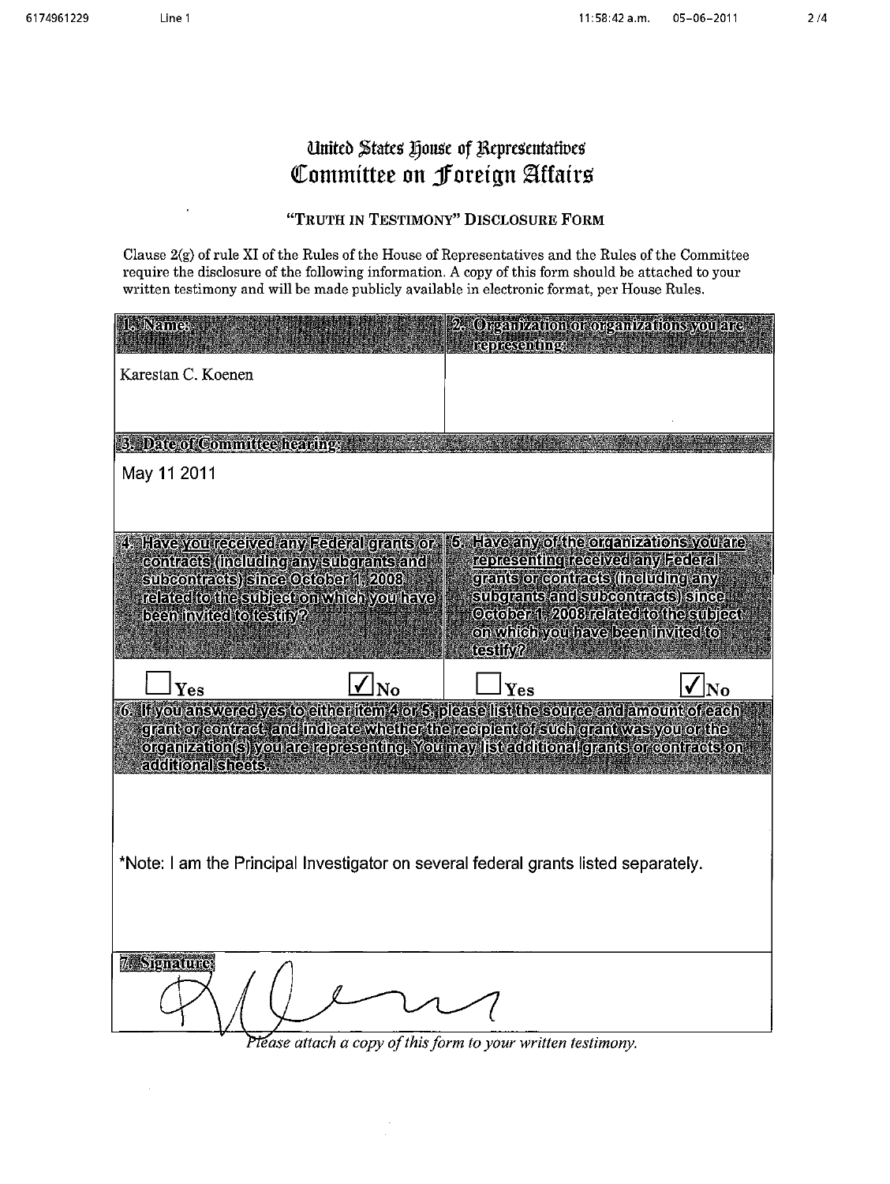# United States House of Representatives
# Committee on Foreign Affairs

## "TRUTH IN TESTIMONY" DISCLOSURE FORM

Clause 2(g) of rule XI of the Rules of the House of Representatives and the Rules of the Committee require the disclosure of the following information. A copy of this form should be attached to your written testimony and will be made publicly available in electronic format, per House Rules.

| 1. Name: | 2. Organization or organizations you are representing: |
|---|---|
| Karestan C. Koenen | |

| 3. Date of Committee hearing: |
|---|
| May 11 2011 |

| 4. Have you received any Federal grants or contracts (including any subgrants and subcontracts) since October 1, 2008 related to the subject on which you have been invited to testify? | 5. Have any of the organizations you are representing received any Federal grants or contracts (including any subgrants and subcontracts) since October 1, 2008 related to the subject on which you have been invited to testify? |
|---|---|
| ☐ Yes ☑ No | ☐ Yes ☑ No |

| 6. If you answered yes to either item 4 or 5, please list the source and amount of each grant or contract, and indicate whether the recipient of such grant was you or the organization(s) you are representing. You may list additional grants or contracts on additional sheets. |
|---|
| *Note: I am the Principal Investigator on several federal grants listed separately. |

| 7. Signature: |
|---|
| [signature] |

*Please attach a copy of this form to your written testimony.*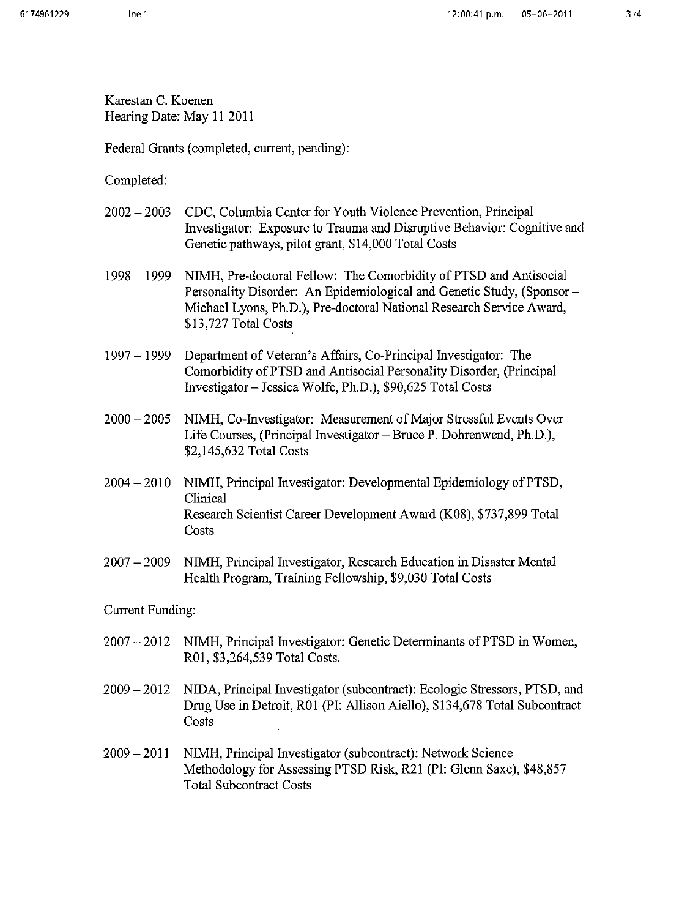Karestan C. Koenen
Hearing Date: May 11 2011

Federal Grants (completed, current, pending):

Completed:

2002 – 2003 CDC, Columbia Center for Youth Violence Prevention, Principal Investigator: Exposure to Trauma and Disruptive Behavior: Cognitive and Genetic pathways, pilot grant, $14,000 Total Costs

1998 – 1999 NIMH, Pre-doctoral Fellow: The Comorbidity of PTSD and Antisocial Personality Disorder: An Epidemiological and Genetic Study, (Sponsor – Michael Lyons, Ph.D.), Pre-doctoral National Research Service Award, $13,727 Total Costs

1997 – 1999 Department of Veteran's Affairs, Co-Principal Investigator: The Comorbidity of PTSD and Antisocial Personality Disorder, (Principal Investigator – Jessica Wolfe, Ph.D.), $90,625 Total Costs

2000 – 2005 NIMH, Co-Investigator: Measurement of Major Stressful Events Over Life Courses, (Principal Investigator – Bruce P. Dohrenwend, Ph.D.), $2,145,632 Total Costs

2004 – 2010 NIMH, Principal Investigator: Developmental Epidemiology of PTSD, Clinical Research Scientist Career Development Award (K08), $737,899 Total Costs

2007 – 2009 NIMH, Principal Investigator, Research Education in Disaster Mental Health Program, Training Fellowship, $9,030 Total Costs

Current Funding:

2007 – 2012 NIMH, Principal Investigator: Genetic Determinants of PTSD in Women, R01, $3,264,539 Total Costs.

2009 – 2012 NIDA, Principal Investigator (subcontract): Ecologic Stressors, PTSD, and Drug Use in Detroit, R01 (PI: Allison Aiello), $134,678 Total Subcontract Costs

2009 – 2011 NIMH, Principal Investigator (subcontract): Network Science Methodology for Assessing PTSD Risk, R21 (PI: Glenn Saxe), $48,857 Total Subcontract Costs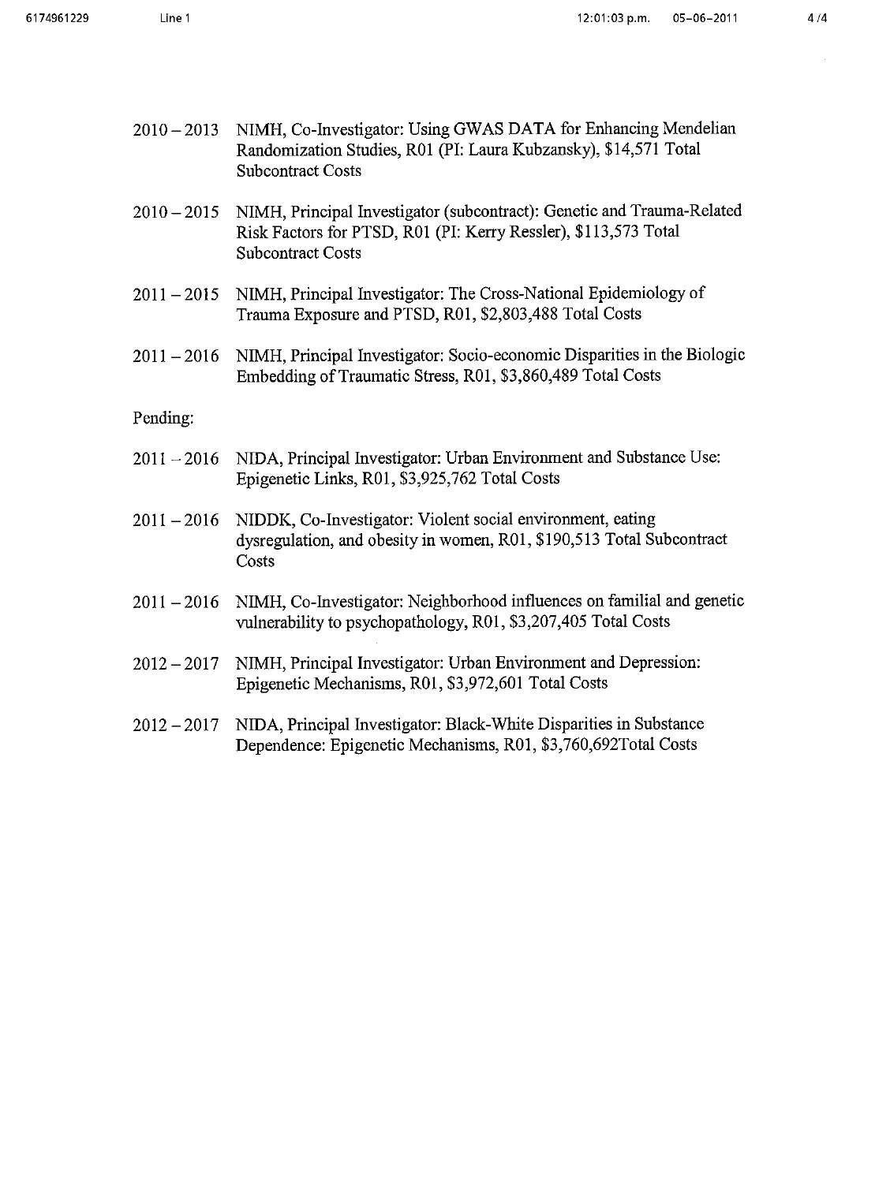2010 – 2013 NIMH, Co-Investigator: Using GWAS DATA for Enhancing Mendelian Randomization Studies, R01 (PI: Laura Kubzansky), $14,571 Total Subcontract Costs

2010 – 2015 NIMH, Principal Investigator (subcontract): Genetic and Trauma-Related Risk Factors for PTSD, R01 (PI: Kerry Ressler), $113,573 Total Subcontract Costs

2011 – 2015 NIMH, Principal Investigator: The Cross-National Epidemiology of Trauma Exposure and PTSD, R01, $2,803,488 Total Costs

2011 – 2016 NIMH, Principal Investigator: Socio-economic Disparities in the Biologic Embedding of Traumatic Stress, R01, $3,860,489 Total Costs

Pending:

2011 – 2016 NIDA, Principal Investigator: Urban Environment and Substance Use: Epigenetic Links, R01, $3,925,762 Total Costs

2011 – 2016 NIDDK, Co-Investigator: Violent social environment, eating dysregulation, and obesity in women, R01, $190,513 Total Subcontract Costs

2011 – 2016 NIMH, Co-Investigator: Neighborhood influences on familial and genetic vulnerability to psychopathology, R01, $3,207,405 Total Costs

2012 – 2017 NIMH, Principal Investigator: Urban Environment and Depression: Epigenetic Mechanisms, R01, $3,972,601 Total Costs

2012 – 2017 NIDA, Principal Investigator: Black-White Disparities in Substance Dependence: Epigenetic Mechanisms, R01, $3,760,692Total Costs